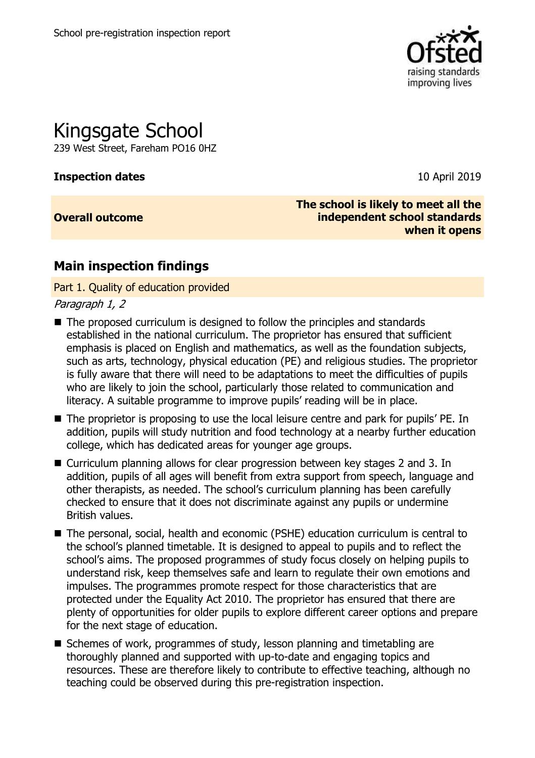School pre-registration inspection report

# Kingsgate School

239 West Street, Fareham PO16 0HZ

**Inspection dates** 10 April 2019

| **Overall outcome** | **The school is likely to meet all the independent school standards when it opens** |
| --- | --- |

## Main inspection findings

### Part 1. Quality of education provided

*Paragraph 1, 2*

- The proposed curriculum is designed to follow the principles and standards established in the national curriculum. The proprietor has ensured that sufficient emphasis is placed on English and mathematics, as well as the foundation subjects, such as arts, technology, physical education (PE) and religious studies. The proprietor is fully aware that there will need to be adaptations to meet the difficulties of pupils who are likely to join the school, particularly those related to communication and literacy. A suitable programme to improve pupils' reading will be in place.
- The proprietor is proposing to use the local leisure centre and park for pupils' PE. In addition, pupils will study nutrition and food technology at a nearby further education college, which has dedicated areas for younger age groups.
- Curriculum planning allows for clear progression between key stages 2 and 3. In addition, pupils of all ages will benefit from extra support from speech, language and other therapists, as needed. The school's curriculum planning has been carefully checked to ensure that it does not discriminate against any pupils or undermine British values.
- The personal, social, health and economic (PSHE) education curriculum is central to the school's planned timetable. It is designed to appeal to pupils and to reflect the school's aims. The proposed programmes of study focus closely on helping pupils to understand risk, keep themselves safe and learn to regulate their own emotions and impulses. The programmes promote respect for those characteristics that are protected under the Equality Act 2010. The proprietor has ensured that there are plenty of opportunities for older pupils to explore different career options and prepare for the next stage of education.
- Schemes of work, programmes of study, lesson planning and timetabling are thoroughly planned and supported with up-to-date and engaging topics and resources. These are therefore likely to contribute to effective teaching, although no teaching could be observed during this pre-registration inspection.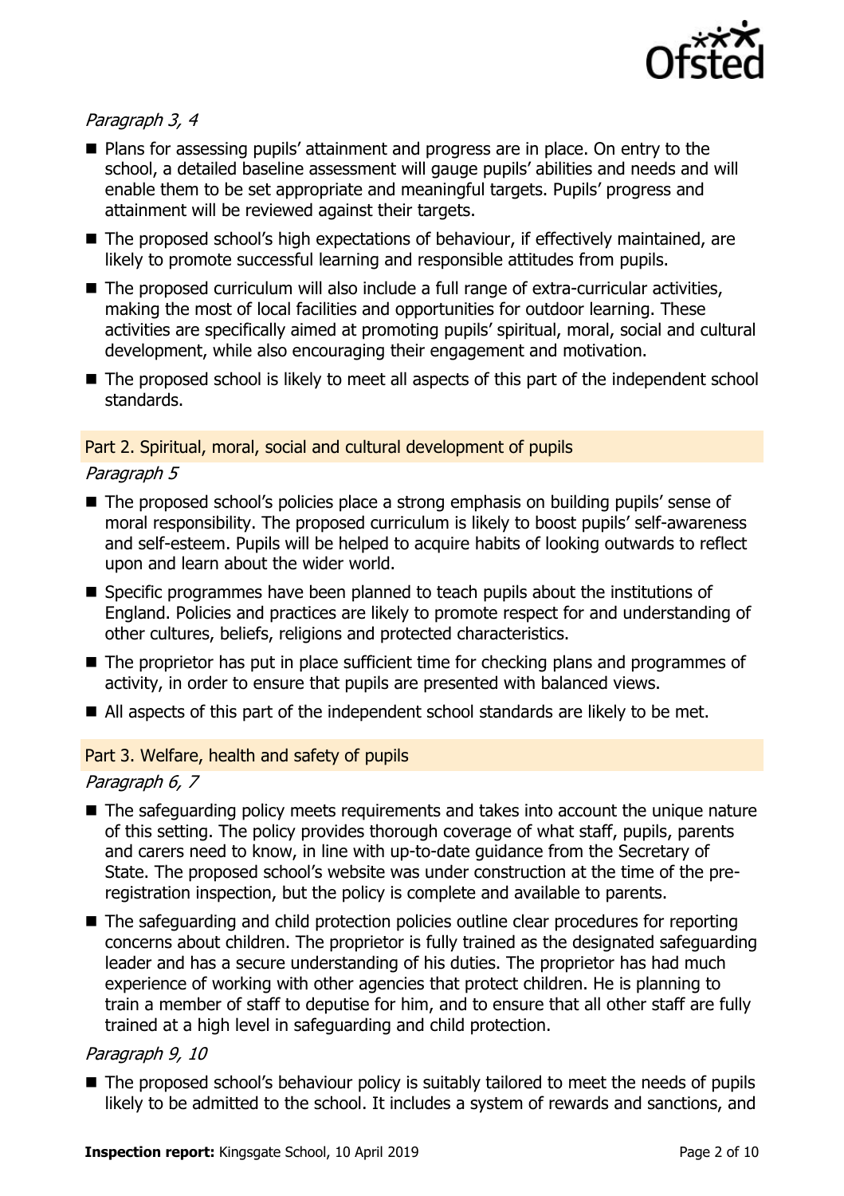*Paragraph 3, 4*

- Plans for assessing pupils' attainment and progress are in place. On entry to the school, a detailed baseline assessment will gauge pupils' abilities and needs and will enable them to be set appropriate and meaningful targets. Pupils' progress and attainment will be reviewed against their targets.
- The proposed school's high expectations of behaviour, if effectively maintained, are likely to promote successful learning and responsible attitudes from pupils.
- The proposed curriculum will also include a full range of extra-curricular activities, making the most of local facilities and opportunities for outdoor learning. These activities are specifically aimed at promoting pupils' spiritual, moral, social and cultural development, while also encouraging their engagement and motivation.
- The proposed school is likely to meet all aspects of this part of the independent school standards.

### Part 2. Spiritual, moral, social and cultural development of pupils

*Paragraph 5*

- The proposed school's policies place a strong emphasis on building pupils' sense of moral responsibility. The proposed curriculum is likely to boost pupils' self-awareness and self-esteem. Pupils will be helped to acquire habits of looking outwards to reflect upon and learn about the wider world.
- Specific programmes have been planned to teach pupils about the institutions of England. Policies and practices are likely to promote respect for and understanding of other cultures, beliefs, religions and protected characteristics.
- The proprietor has put in place sufficient time for checking plans and programmes of activity, in order to ensure that pupils are presented with balanced views.
- All aspects of this part of the independent school standards are likely to be met.

### Part 3. Welfare, health and safety of pupils

*Paragraph 6, 7*

- The safeguarding policy meets requirements and takes into account the unique nature of this setting. The policy provides thorough coverage of what staff, pupils, parents and carers need to know, in line with up-to-date guidance from the Secretary of State. The proposed school's website was under construction at the time of the pre-registration inspection, but the policy is complete and available to parents.
- The safeguarding and child protection policies outline clear procedures for reporting concerns about children. The proprietor is fully trained as the designated safeguarding leader and has a secure understanding of his duties. The proprietor has had much experience of working with other agencies that protect children. He is planning to train a member of staff to deputise for him, and to ensure that all other staff are fully trained at a high level in safeguarding and child protection.

*Paragraph 9, 10*

- The proposed school's behaviour policy is suitably tailored to meet the needs of pupils likely to be admitted to the school. It includes a system of rewards and sanctions, and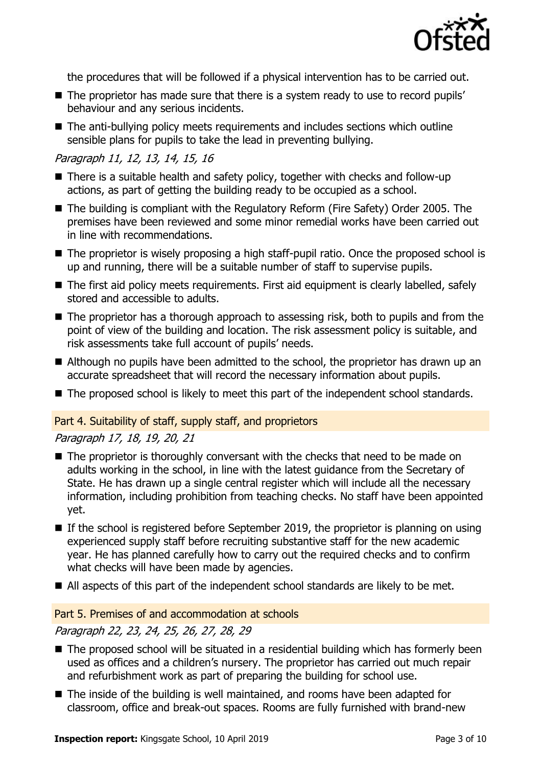the procedures that will be followed if a physical intervention has to be carried out.

- The proprietor has made sure that there is a system ready to use to record pupils' behaviour and any serious incidents.
- The anti-bullying policy meets requirements and includes sections which outline sensible plans for pupils to take the lead in preventing bullying.

*Paragraph 11, 12, 13, 14, 15, 16*

- There is a suitable health and safety policy, together with checks and follow-up actions, as part of getting the building ready to be occupied as a school.
- The building is compliant with the Regulatory Reform (Fire Safety) Order 2005. The premises have been reviewed and some minor remedial works have been carried out in line with recommendations.
- The proprietor is wisely proposing a high staff-pupil ratio. Once the proposed school is up and running, there will be a suitable number of staff to supervise pupils.
- The first aid policy meets requirements. First aid equipment is clearly labelled, safely stored and accessible to adults.
- The proprietor has a thorough approach to assessing risk, both to pupils and from the point of view of the building and location. The risk assessment policy is suitable, and risk assessments take full account of pupils' needs.
- Although no pupils have been admitted to the school, the proprietor has drawn up an accurate spreadsheet that will record the necessary information about pupils.
- The proposed school is likely to meet this part of the independent school standards.

## Part 4. Suitability of staff, supply staff, and proprietors

*Paragraph 17, 18, 19, 20, 21*

- The proprietor is thoroughly conversant with the checks that need to be made on adults working in the school, in line with the latest guidance from the Secretary of State. He has drawn up a single central register which will include all the necessary information, including prohibition from teaching checks. No staff have been appointed yet.
- If the school is registered before September 2019, the proprietor is planning on using experienced supply staff before recruiting substantive staff for the new academic year. He has planned carefully how to carry out the required checks and to confirm what checks will have been made by agencies.
- All aspects of this part of the independent school standards are likely to be met.

## Part 5. Premises of and accommodation at schools

*Paragraph 22, 23, 24, 25, 26, 27, 28, 29*

- The proposed school will be situated in a residential building which has formerly been used as offices and a children's nursery. The proprietor has carried out much repair and refurbishment work as part of preparing the building for school use.
- The inside of the building is well maintained, and rooms have been adapted for classroom, office and break-out spaces. Rooms are fully furnished with brand-new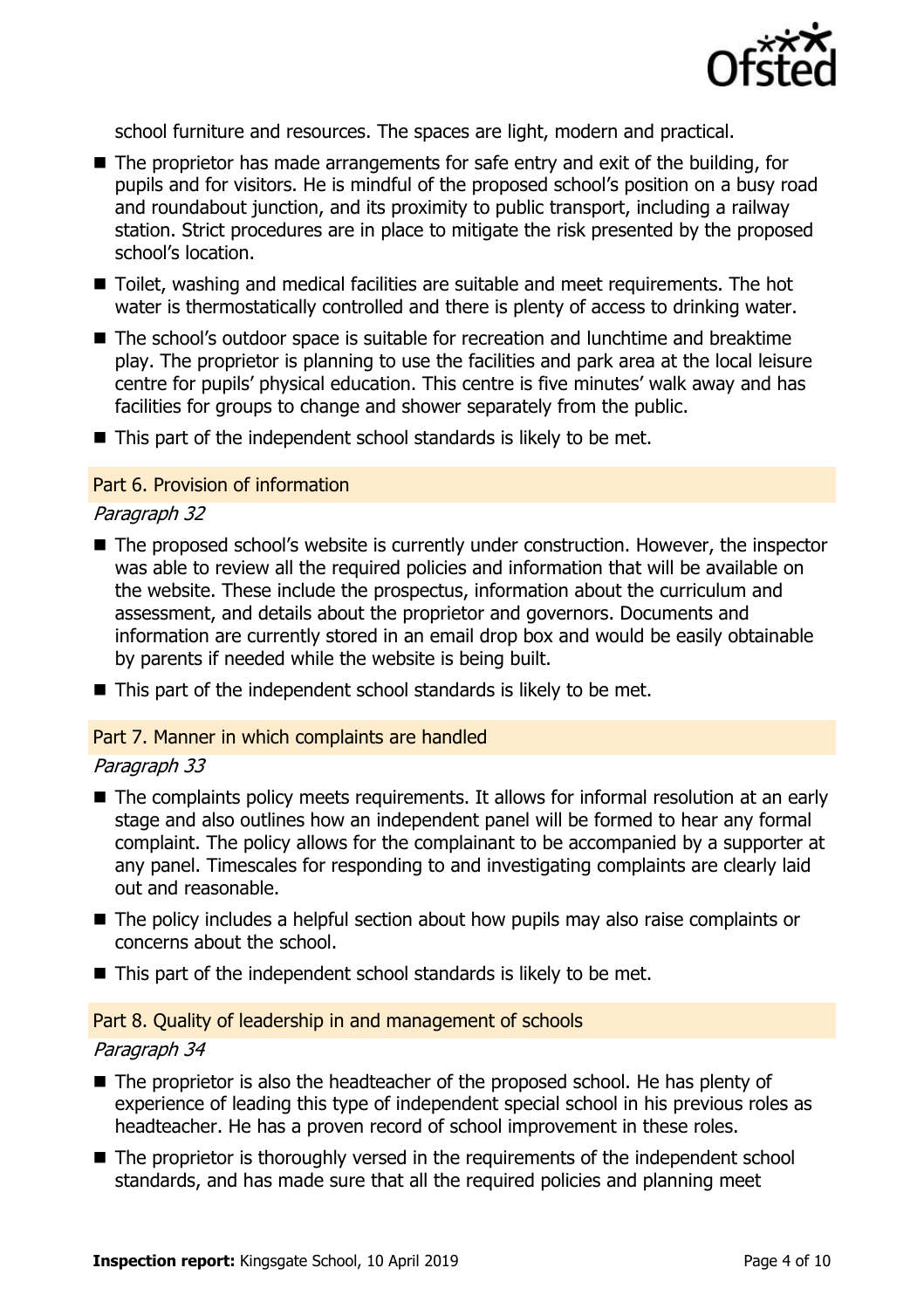school furniture and resources. The spaces are light, modern and practical.

- The proprietor has made arrangements for safe entry and exit of the building, for pupils and for visitors. He is mindful of the proposed school's position on a busy road and roundabout junction, and its proximity to public transport, including a railway station. Strict procedures are in place to mitigate the risk presented by the proposed school's location.
- Toilet, washing and medical facilities are suitable and meet requirements. The hot water is thermostatically controlled and there is plenty of access to drinking water.
- The school's outdoor space is suitable for recreation and lunchtime and breaktime play. The proprietor is planning to use the facilities and park area at the local leisure centre for pupils' physical education. This centre is five minutes' walk away and has facilities for groups to change and shower separately from the public.
- This part of the independent school standards is likely to be met.

## Part 6. Provision of information

*Paragraph 32*

- The proposed school's website is currently under construction. However, the inspector was able to review all the required policies and information that will be available on the website. These include the prospectus, information about the curriculum and assessment, and details about the proprietor and governors. Documents and information are currently stored in an email drop box and would be easily obtainable by parents if needed while the website is being built.
- This part of the independent school standards is likely to be met.

## Part 7. Manner in which complaints are handled

*Paragraph 33*

- The complaints policy meets requirements. It allows for informal resolution at an early stage and also outlines how an independent panel will be formed to hear any formal complaint. The policy allows for the complainant to be accompanied by a supporter at any panel. Timescales for responding to and investigating complaints are clearly laid out and reasonable.
- The policy includes a helpful section about how pupils may also raise complaints or concerns about the school.
- This part of the independent school standards is likely to be met.

## Part 8. Quality of leadership in and management of schools

*Paragraph 34*

- The proprietor is also the headteacher of the proposed school. He has plenty of experience of leading this type of independent special school in his previous roles as headteacher. He has a proven record of school improvement in these roles.
- The proprietor is thoroughly versed in the requirements of the independent school standards, and has made sure that all the required policies and planning meet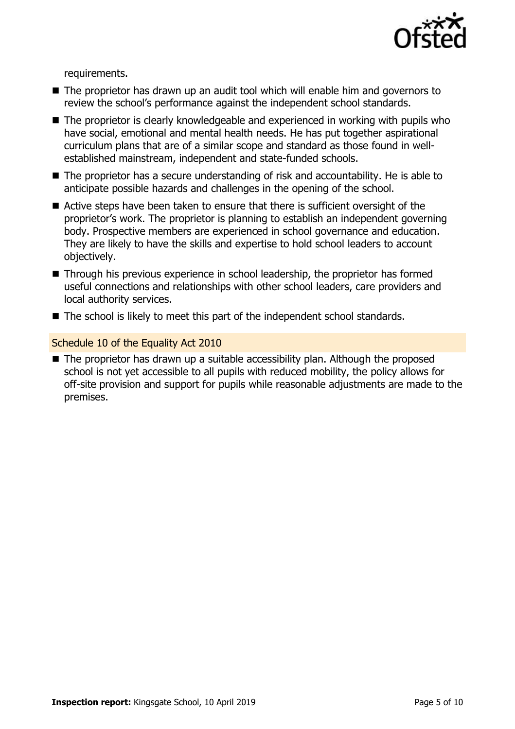requirements.

- The proprietor has drawn up an audit tool which will enable him and governors to review the school's performance against the independent school standards.
- The proprietor is clearly knowledgeable and experienced in working with pupils who have social, emotional and mental health needs. He has put together aspirational curriculum plans that are of a similar scope and standard as those found in well-established mainstream, independent and state-funded schools.
- The proprietor has a secure understanding of risk and accountability. He is able to anticipate possible hazards and challenges in the opening of the school.
- Active steps have been taken to ensure that there is sufficient oversight of the proprietor's work. The proprietor is planning to establish an independent governing body. Prospective members are experienced in school governance and education. They are likely to have the skills and expertise to hold school leaders to account objectively.
- Through his previous experience in school leadership, the proprietor has formed useful connections and relationships with other school leaders, care providers and local authority services.
- The school is likely to meet this part of the independent school standards.

### Schedule 10 of the Equality Act 2010

- The proprietor has drawn up a suitable accessibility plan. Although the proposed school is not yet accessible to all pupils with reduced mobility, the policy allows for off-site provision and support for pupils while reasonable adjustments are made to the premises.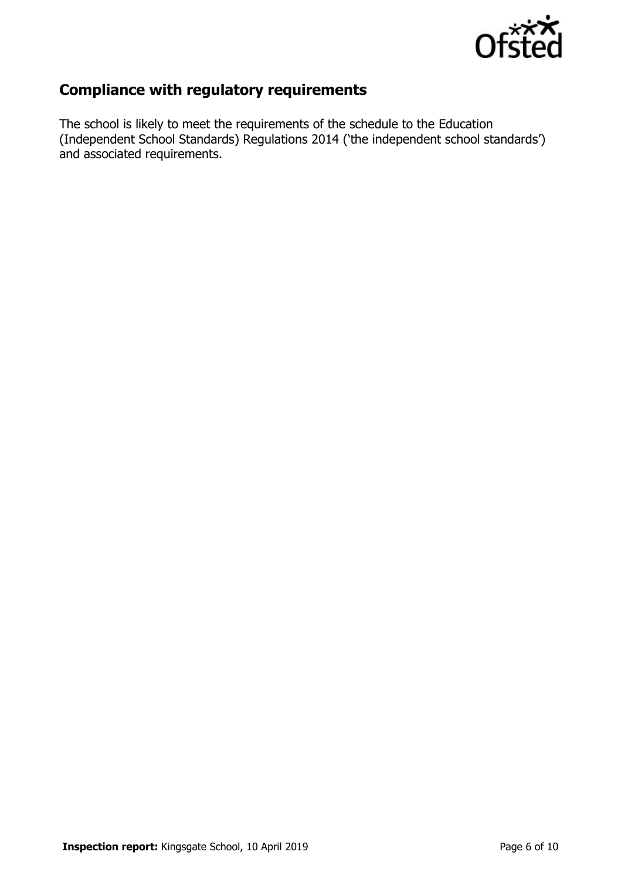## Compliance with regulatory requirements

The school is likely to meet the requirements of the schedule to the Education (Independent School Standards) Regulations 2014 ('the independent school standards') and associated requirements.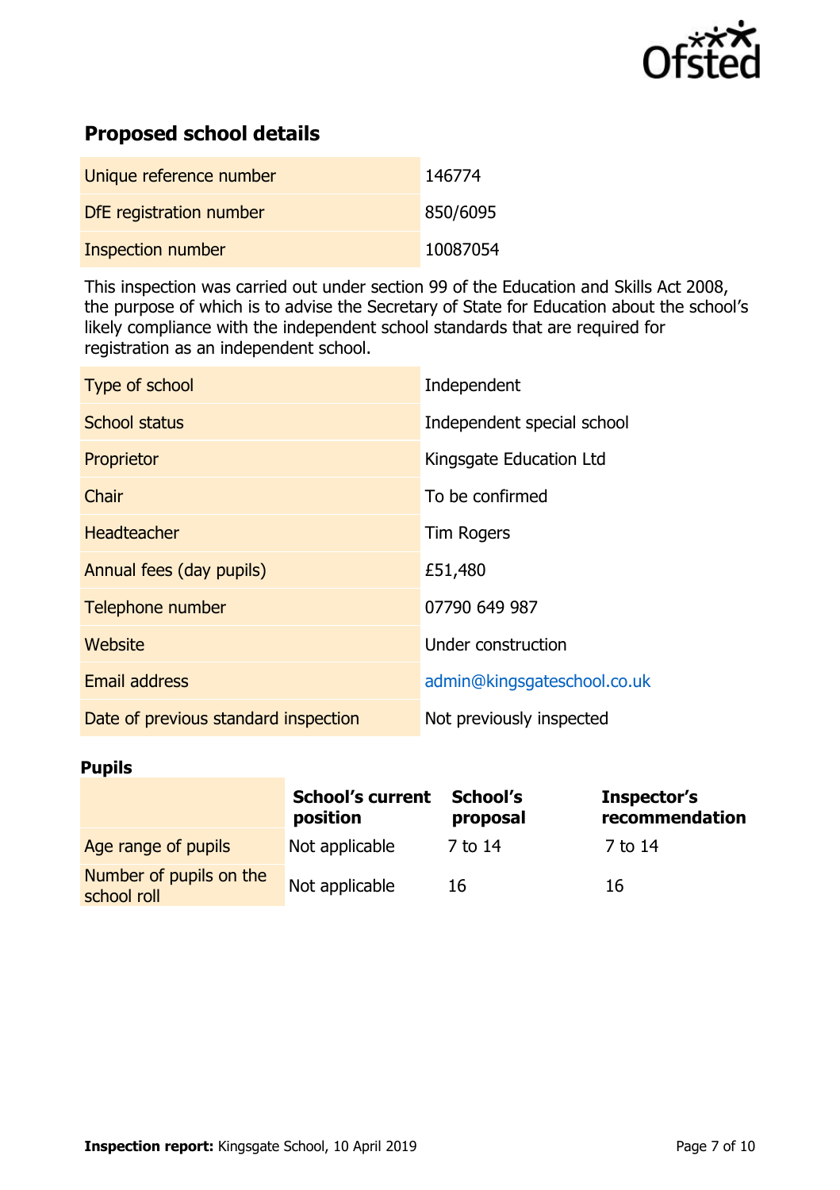## Proposed school details

| | |
|---|---|
| Unique reference number | 146774 |
| DfE registration number | 850/6095 |
| Inspection number | 10087054 |

This inspection was carried out under section 99 of the Education and Skills Act 2008, the purpose of which is to advise the Secretary of State for Education about the school's likely compliance with the independent school standards that are required for registration as an independent school.

| | |
|---|---|
| Type of school | Independent |
| School status | Independent special school |
| Proprietor | Kingsgate Education Ltd |
| Chair | To be confirmed |
| Headteacher | Tim Rogers |
| Annual fees (day pupils) | £51,480 |
| Telephone number | 07790 649 987 |
| Website | Under construction |
| Email address | admin@kingsgateschool.co.uk |
| Date of previous standard inspection | Not previously inspected |

### Pupils

| | School's current position | School's proposal | Inspector's recommendation |
|---|---|---|---|
| Age range of pupils | Not applicable | 7 to 14 | 7 to 14 |
| Number of pupils on the school roll | Not applicable | 16 | 16 |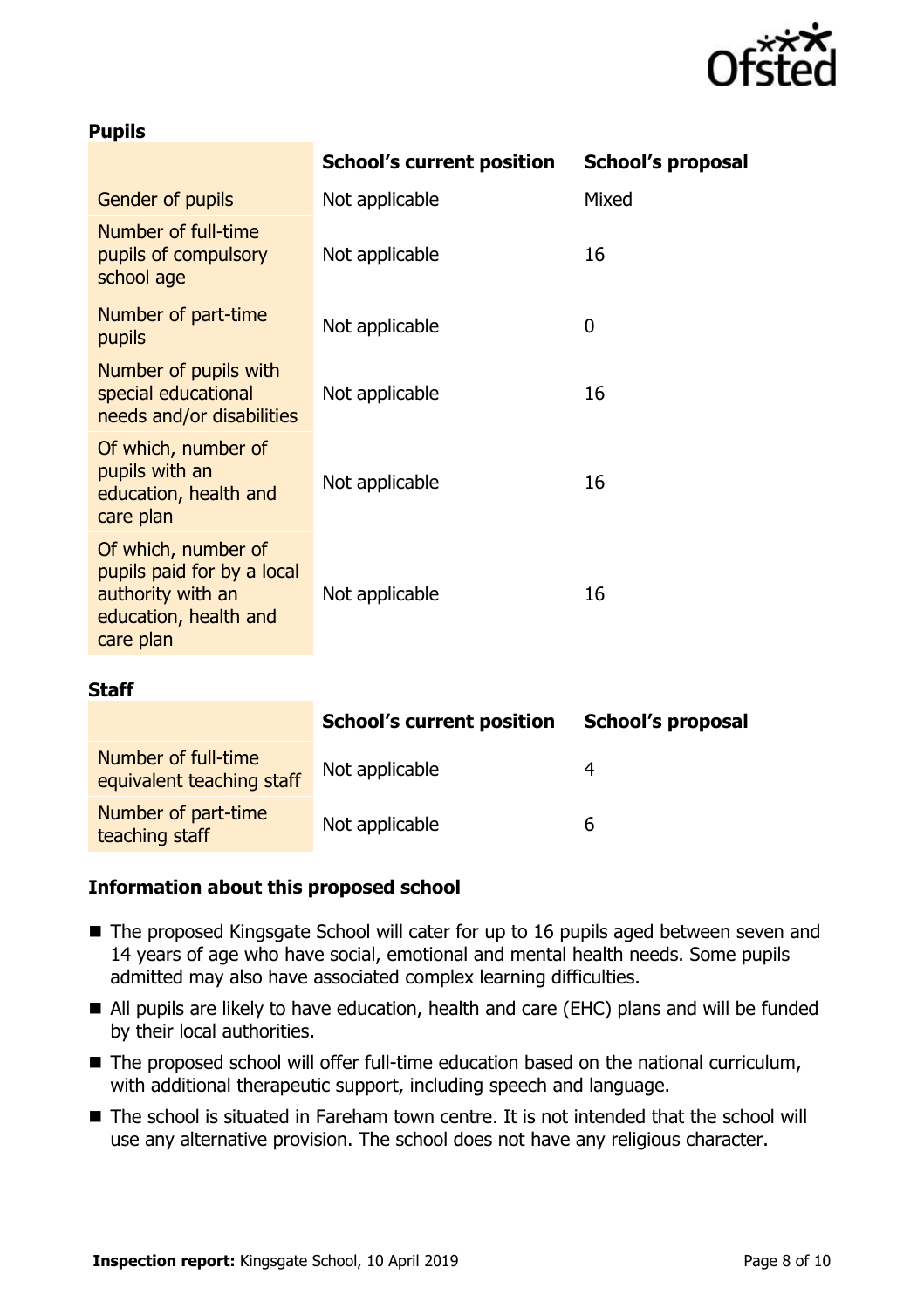### Pupils

| | School's current position | School's proposal |
|---|---|---|
| Gender of pupils | Not applicable | Mixed |
| Number of full-time pupils of compulsory school age | Not applicable | 16 |
| Number of part-time pupils | Not applicable | 0 |
| Number of pupils with special educational needs and/or disabilities | Not applicable | 16 |
| Of which, number of pupils with an education, health and care plan | Not applicable | 16 |
| Of which, number of pupils paid for by a local authority with an education, health and care plan | Not applicable | 16 |

### Staff

| | School's current position | School's proposal |
|---|---|---|
| Number of full-time equivalent teaching staff | Not applicable | 4 |
| Number of part-time teaching staff | Not applicable | 6 |

### Information about this proposed school

- The proposed Kingsgate School will cater for up to 16 pupils aged between seven and 14 years of age who have social, emotional and mental health needs. Some pupils admitted may also have associated complex learning difficulties.
- All pupils are likely to have education, health and care (EHC) plans and will be funded by their local authorities.
- The proposed school will offer full-time education based on the national curriculum, with additional therapeutic support, including speech and language.
- The school is situated in Fareham town centre. It is not intended that the school will use any alternative provision. The school does not have any religious character.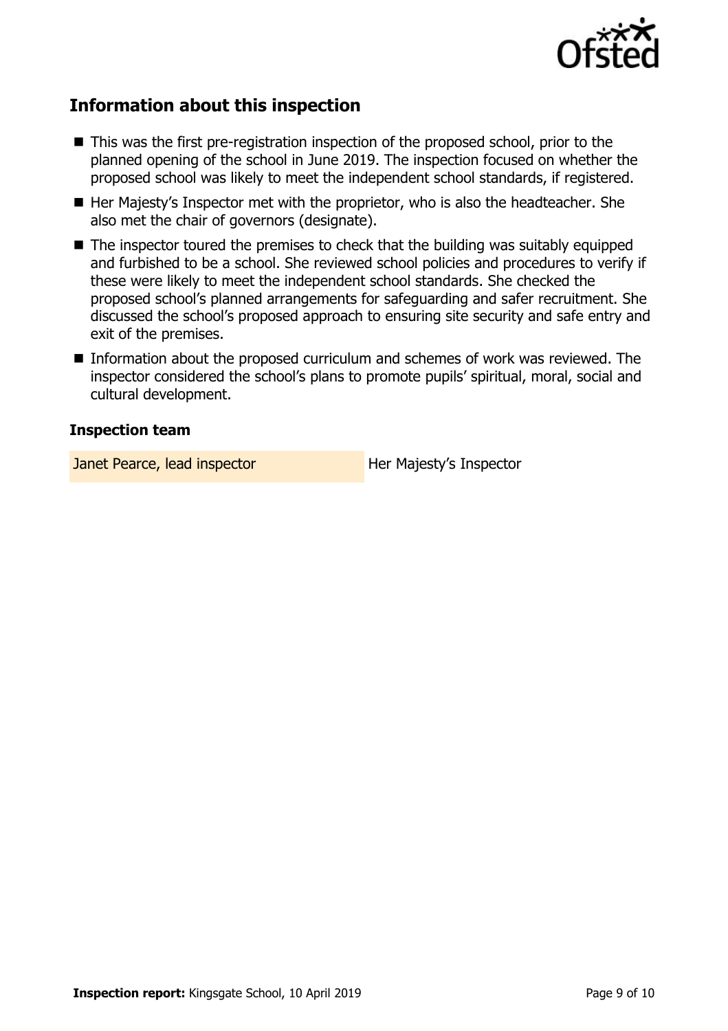## Information about this inspection

- This was the first pre-registration inspection of the proposed school, prior to the planned opening of the school in June 2019. The inspection focused on whether the proposed school was likely to meet the independent school standards, if registered.
- Her Majesty's Inspector met with the proprietor, who is also the headteacher. She also met the chair of governors (designate).
- The inspector toured the premises to check that the building was suitably equipped and furbished to be a school. She reviewed school policies and procedures to verify if these were likely to meet the independent school standards. She checked the proposed school's planned arrangements for safeguarding and safer recruitment. She discussed the school's proposed approach to ensuring site security and safe entry and exit of the premises.
- Information about the proposed curriculum and schemes of work was reviewed. The inspector considered the school's plans to promote pupils' spiritual, moral, social and cultural development.

### Inspection team

| | |
|---|---|
| Janet Pearce, lead inspector | Her Majesty's Inspector |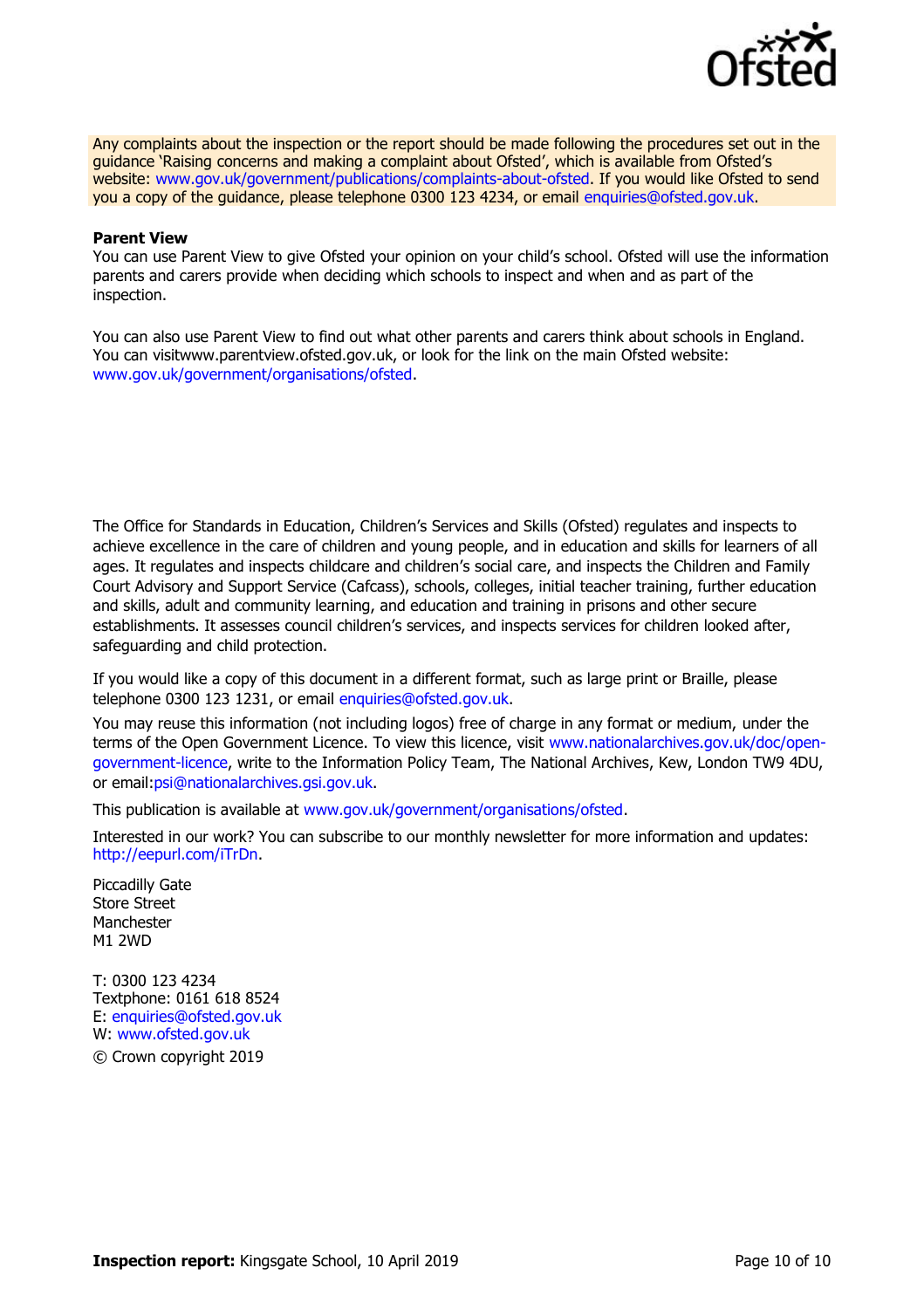Any complaints about the inspection or the report should be made following the procedures set out in the guidance 'Raising concerns and making a complaint about Ofsted', which is available from Ofsted's website: www.gov.uk/government/publications/complaints-about-ofsted. If you would like Ofsted to send you a copy of the guidance, please telephone 0300 123 4234, or email enquiries@ofsted.gov.uk.

**Parent View**

You can use Parent View to give Ofsted your opinion on your child's school. Ofsted will use the information parents and carers provide when deciding which schools to inspect and when and as part of the inspection.

You can also use Parent View to find out what other parents and carers think about schools in England. You can visitwww.parentview.ofsted.gov.uk, or look for the link on the main Ofsted website: www.gov.uk/government/organisations/ofsted.

The Office for Standards in Education, Children's Services and Skills (Ofsted) regulates and inspects to achieve excellence in the care of children and young people, and in education and skills for learners of all ages. It regulates and inspects childcare and children's social care, and inspects the Children and Family Court Advisory and Support Service (Cafcass), schools, colleges, initial teacher training, further education and skills, adult and community learning, and education and training in prisons and other secure establishments. It assesses council children's services, and inspects services for children looked after, safeguarding and child protection.

If you would like a copy of this document in a different format, such as large print or Braille, please telephone 0300 123 1231, or email enquiries@ofsted.gov.uk.

You may reuse this information (not including logos) free of charge in any format or medium, under the terms of the Open Government Licence. To view this licence, visit www.nationalarchives.gov.uk/doc/open-government-licence, write to the Information Policy Team, The National Archives, Kew, London TW9 4DU, or email:psi@nationalarchives.gsi.gov.uk.

This publication is available at www.gov.uk/government/organisations/ofsted.

Interested in our work? You can subscribe to our monthly newsletter for more information and updates: http://eepurl.com/iTrDn.

Piccadilly Gate
Store Street
Manchester
M1 2WD

T: 0300 123 4234
Textphone: 0161 618 8524
E: enquiries@ofsted.gov.uk
W: www.ofsted.gov.uk

© Crown copyright 2019